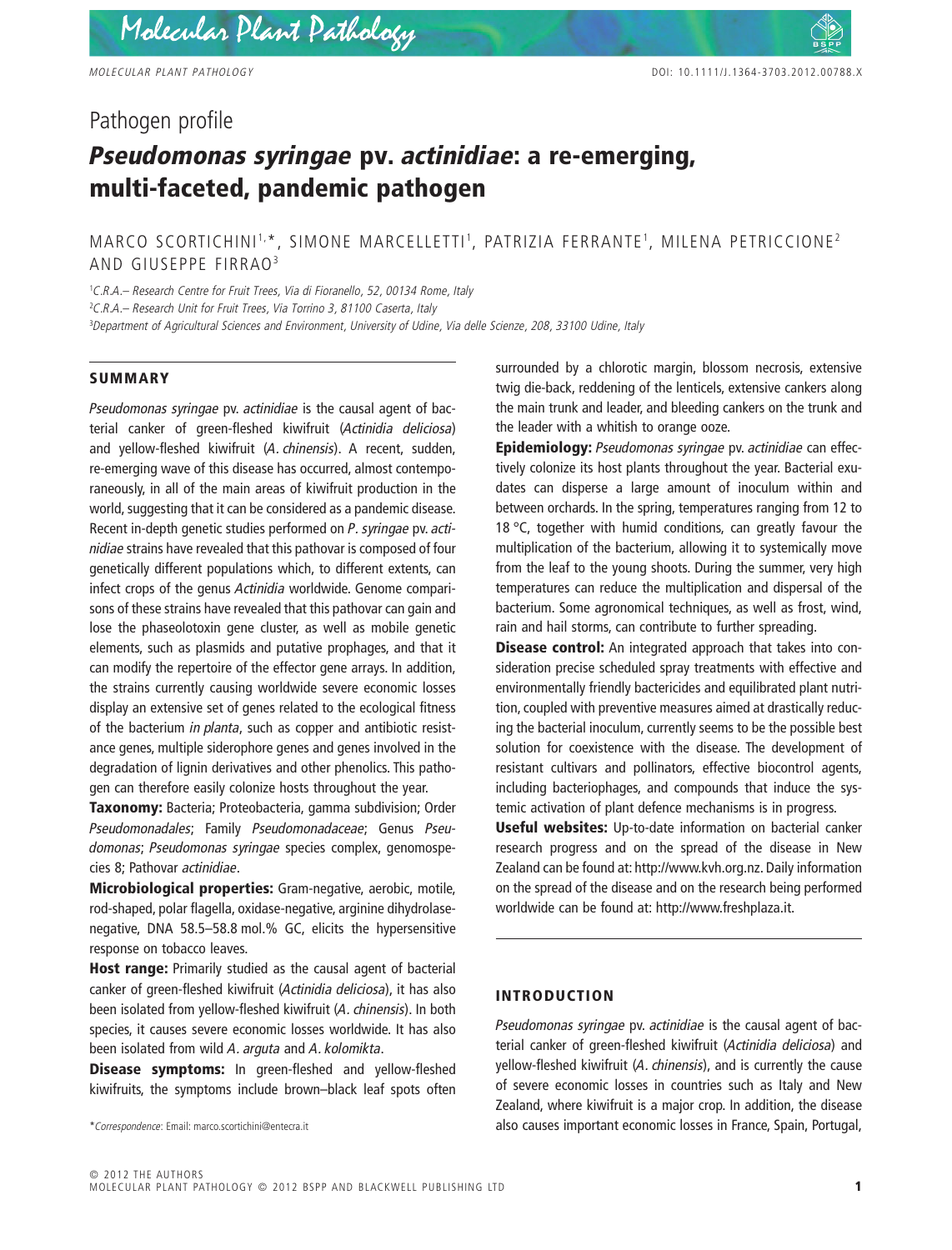Pathogen profile

# *Pseudomonas syringae* pv. *actinidiae*: a re-emerging, multi-faceted, pandemic pathogen

MARCO SCORTICHINI[1,*], SIMONE MARCELLETTI[1], PATRIZIA FERRANTE[1], MILENA PETRICCIONE[2] AND GIUSEPPE FIRRAO[3]

[1]C.R.A.– Research Centre for Fruit Trees, Via di Fioranello, 52, 00134 Rome, Italy
[2]C.R.A.– Research Unit for Fruit Trees, Via Torrino 3, 81100 Caserta, Italy
[3]Department of Agricultural Sciences and Environment, University of Udine, Via delle Scienze, 208, 33100 Udine, Italy

## SUMMARY

*Pseudomonas syringae* pv. *actinidiae* is the causal agent of bacterial canker of green-fleshed kiwifruit (*Actinidia deliciosa*) and yellow-fleshed kiwifruit (*A. chinensis*). A recent, sudden, re-emerging wave of this disease has occurred, almost contemporaneously, in all of the main areas of kiwifruit production in the world, suggesting that it can be considered as a pandemic disease. Recent in-depth genetic studies performed on *P. syringae* pv. *actinidiae* strains have revealed that this pathovar is composed of four genetically different populations which, to different extents, can infect crops of the genus *Actinidia* worldwide. Genome comparisons of these strains have revealed that this pathovar can gain and lose the phaseolotoxin gene cluster, as well as mobile genetic elements, such as plasmids and putative prophages, and that it can modify the repertoire of the effector gene arrays. In addition, the strains currently causing worldwide severe economic losses display an extensive set of genes related to the ecological fitness of the bacterium *in planta*, such as copper and antibiotic resistance genes, multiple siderophore genes and genes involved in the degradation of lignin derivatives and other phenolics. This pathogen can therefore easily colonize hosts throughout the year.

**Taxonomy:** Bacteria; Proteobacteria, gamma subdivision; Order *Pseudomonadales*; Family *Pseudomonadaceae*; Genus *Pseudomonas*; *Pseudomonas syringae* species complex, genomospecies 8; Pathovar *actinidiae*.

**Microbiological properties:** Gram-negative, aerobic, motile, rod-shaped, polar flagella, oxidase-negative, arginine dihydrolase-negative, DNA 58.5–58.8 mol.% GC, elicits the hypersensitive response on tobacco leaves.

**Host range:** Primarily studied as the causal agent of bacterial canker of green-fleshed kiwifruit (*Actinidia deliciosa*), it has also been isolated from yellow-fleshed kiwifruit (*A. chinensis*). In both species, it causes severe economic losses worldwide. It has also been isolated from wild *A. arguta* and *A. kolomikta*.

**Disease symptoms:** In green-fleshed and yellow-fleshed kiwifruits, the symptoms include brown–black leaf spots often surrounded by a chlorotic margin, blossom necrosis, extensive twig die-back, reddening of the lenticels, extensive cankers along the main trunk and leader, and bleeding cankers on the trunk and the leader with a whitish to orange ooze.

**Epidemiology:** *Pseudomonas syringae* pv. *actinidiae* can effectively colonize its host plants throughout the year. Bacterial exudates can disperse a large amount of inoculum within and between orchards. In the spring, temperatures ranging from 12 to 18 °C, together with humid conditions, can greatly favour the multiplication of the bacterium, allowing it to systemically move from the leaf to the young shoots. During the summer, very high temperatures can reduce the multiplication and dispersal of the bacterium. Some agronomical techniques, as well as frost, wind, rain and hail storms, can contribute to further spreading.

**Disease control:** An integrated approach that takes into consideration precise scheduled spray treatments with effective and environmentally friendly bactericides and equilibrated plant nutrition, coupled with preventive measures aimed at drastically reducing the bacterial inoculum, currently seems to be the possible best solution for coexistence with the disease. The development of resistant cultivars and pollinators, effective biocontrol agents, including bacteriophages, and compounds that induce the systemic activation of plant defence mechanisms is in progress.

**Useful websites:** Up-to-date information on bacterial canker research progress and on the spread of the disease in New Zealand can be found at: http://www.kvh.org.nz. Daily information on the spread of the disease and on the research being performed worldwide can be found at: http://www.freshplaza.it.

*Correspondence: Email: marco.scortichini@entecra.it

## INTRODUCTION

*Pseudomonas syringae* pv. *actinidiae* is the causal agent of bacterial canker of green-fleshed kiwifruit (*Actinidia deliciosa*) and yellow-fleshed kiwifruit (*A. chinensis*), and is currently the cause of severe economic losses in countries such as Italy and New Zealand, where kiwifruit is a major crop. In addition, the disease also causes important economic losses in France, Spain, Portugal,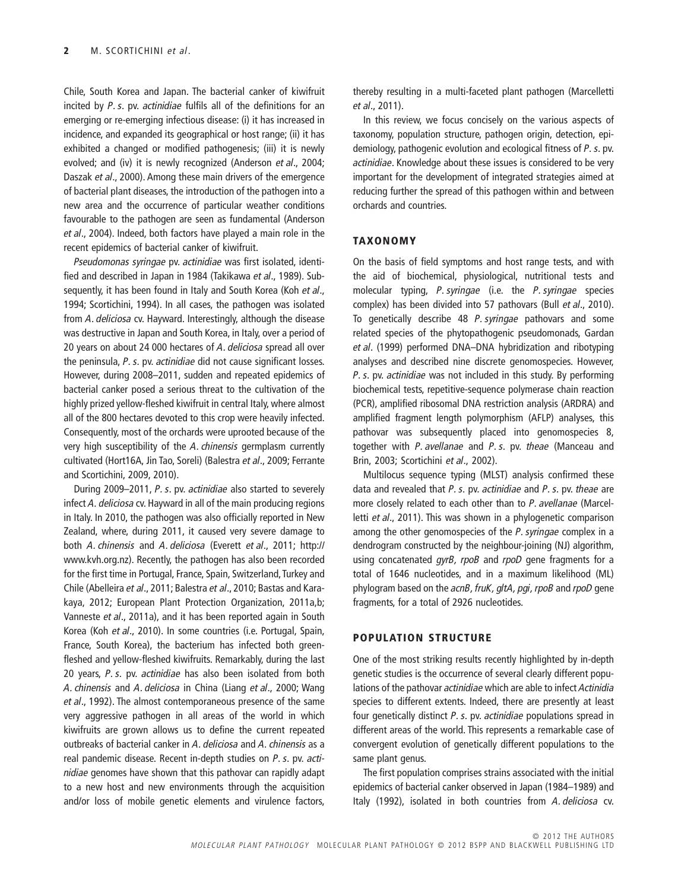Chile, South Korea and Japan. The bacterial canker of kiwifruit incited by *P. s.* pv. *actinidiae* fulfils all of the definitions for an emerging or re-emerging infectious disease: (i) it has increased in incidence, and expanded its geographical or host range; (ii) it has exhibited a changed or modified pathogenesis; (iii) it is newly evolved; and (iv) it is newly recognized (Anderson *et al*., 2004; Daszak *et al*., 2000). Among these main drivers of the emergence of bacterial plant diseases, the introduction of the pathogen into a new area and the occurrence of particular weather conditions favourable to the pathogen are seen as fundamental (Anderson *et al*., 2004). Indeed, both factors have played a main role in the recent epidemics of bacterial canker of kiwifruit.

*Pseudomonas syringae* pv. *actinidiae* was first isolated, identified and described in Japan in 1984 (Takikawa *et al*., 1989). Subsequently, it has been found in Italy and South Korea (Koh *et al*., 1994; Scortichini, 1994). In all cases, the pathogen was isolated from *A. deliciosa* cv. Hayward. Interestingly, although the disease was destructive in Japan and South Korea, in Italy, over a period of 20 years on about 24 000 hectares of *A. deliciosa* spread all over the peninsula, *P. s.* pv. *actinidiae* did not cause significant losses. However, during 2008–2011, sudden and repeated epidemics of bacterial canker posed a serious threat to the cultivation of the highly prized yellow-fleshed kiwifruit in central Italy, where almost all of the 800 hectares devoted to this crop were heavily infected. Consequently, most of the orchards were uprooted because of the very high susceptibility of the *A. chinensis* germplasm currently cultivated (Hort16A, Jin Tao, Soreli) (Balestra *et al*., 2009; Ferrante and Scortichini, 2009, 2010).

During 2009–2011, *P. s.* pv. *actinidiae* also started to severely infect *A. deliciosa* cv. Hayward in all of the main producing regions in Italy. In 2010, the pathogen was also officially reported in New Zealand, where, during 2011, it caused very severe damage to both *A. chinensis* and *A. deliciosa* (Everett *et al*., 2011; http://www.kvh.org.nz). Recently, the pathogen has also been recorded for the first time in Portugal, France, Spain, Switzerland, Turkey and Chile (Abelleira *et al*., 2011; Balestra *et al*., 2010; Bastas and Karakaya, 2012; European Plant Protection Organization, 2011a,b; Vanneste *et al*., 2011a), and it has been reported again in South Korea (Koh *et al*., 2010). In some countries (i.e. Portugal, Spain, France, South Korea), the bacterium has infected both green-fleshed and yellow-fleshed kiwifruits. Remarkably, during the last 20 years, *P. s.* pv. *actinidiae* has also been isolated from both *A. chinensis* and *A. deliciosa* in China (Liang *et al*., 2000; Wang *et al*., 1992). The almost contemporaneous presence of the same very aggressive pathogen in all areas of the world in which kiwifruits are grown allows us to define the current repeated outbreaks of bacterial canker in *A. deliciosa* and *A. chinensis* as a real pandemic disease. Recent in-depth studies on *P. s.* pv. *actinidiae* genomes have shown that this pathovar can rapidly adapt to a new host and new environments through the acquisition and/or loss of mobile genetic elements and virulence factors, thereby resulting in a multi-faceted plant pathogen (Marcelletti *et al*., 2011).

In this review, we focus concisely on the various aspects of taxonomy, population structure, pathogen origin, detection, epidemiology, pathogenic evolution and ecological fitness of *P. s.* pv. *actinidiae*. Knowledge about these issues is considered to be very important for the development of integrated strategies aimed at reducing further the spread of this pathogen within and between orchards and countries.

## TAXONOMY

On the basis of field symptoms and host range tests, and with the aid of biochemical, physiological, nutritional tests and molecular typing, *P. syringae* (i.e. the *P. syringae* species complex) has been divided into 57 pathovars (Bull *et al*., 2010). To genetically describe 48 *P. syringae* pathovars and some related species of the phytopathogenic pseudomonads, Gardan *et al*. (1999) performed DNA–DNA hybridization and ribotyping analyses and described nine discrete genomospecies. However, *P. s.* pv. *actinidiae* was not included in this study. By performing biochemical tests, repetitive-sequence polymerase chain reaction (PCR), amplified ribosomal DNA restriction analysis (ARDRA) and amplified fragment length polymorphism (AFLP) analyses, this pathovar was subsequently placed into genomospecies 8, together with *P. avellanae* and *P. s.* pv. *theae* (Manceau and Brin, 2003; Scortichini *et al*., 2002).

Multilocus sequence typing (MLST) analysis confirmed these data and revealed that *P. s.* pv. *actinidiae* and *P. s.* pv. *theae* are more closely related to each other than to *P. avellanae* (Marcelletti *et al*., 2011). This was shown in a phylogenetic comparison among the other genomospecies of the *P. syringae* complex in a dendrogram constructed by the neighbour-joining (NJ) algorithm, using concatenated *gyrB*, *rpoB* and *rpoD* gene fragments for a total of 1646 nucleotides, and in a maximum likelihood (ML) phylogram based on the *acnB*, *fruK*, *gltA*, *pgi*, *rpoB* and *rpoD* gene fragments, for a total of 2926 nucleotides.

## POPULATION STRUCTURE

One of the most striking results recently highlighted by in-depth genetic studies is the occurrence of several clearly different populations of the pathovar *actinidiae* which are able to infect *Actinidia* species to different extents. Indeed, there are presently at least four genetically distinct *P. s.* pv. *actinidiae* populations spread in different areas of the world. This represents a remarkable case of convergent evolution of genetically different populations to the same plant genus.

The first population comprises strains associated with the initial epidemics of bacterial canker observed in Japan (1984–1989) and Italy (1992), isolated in both countries from *A. deliciosa* cv.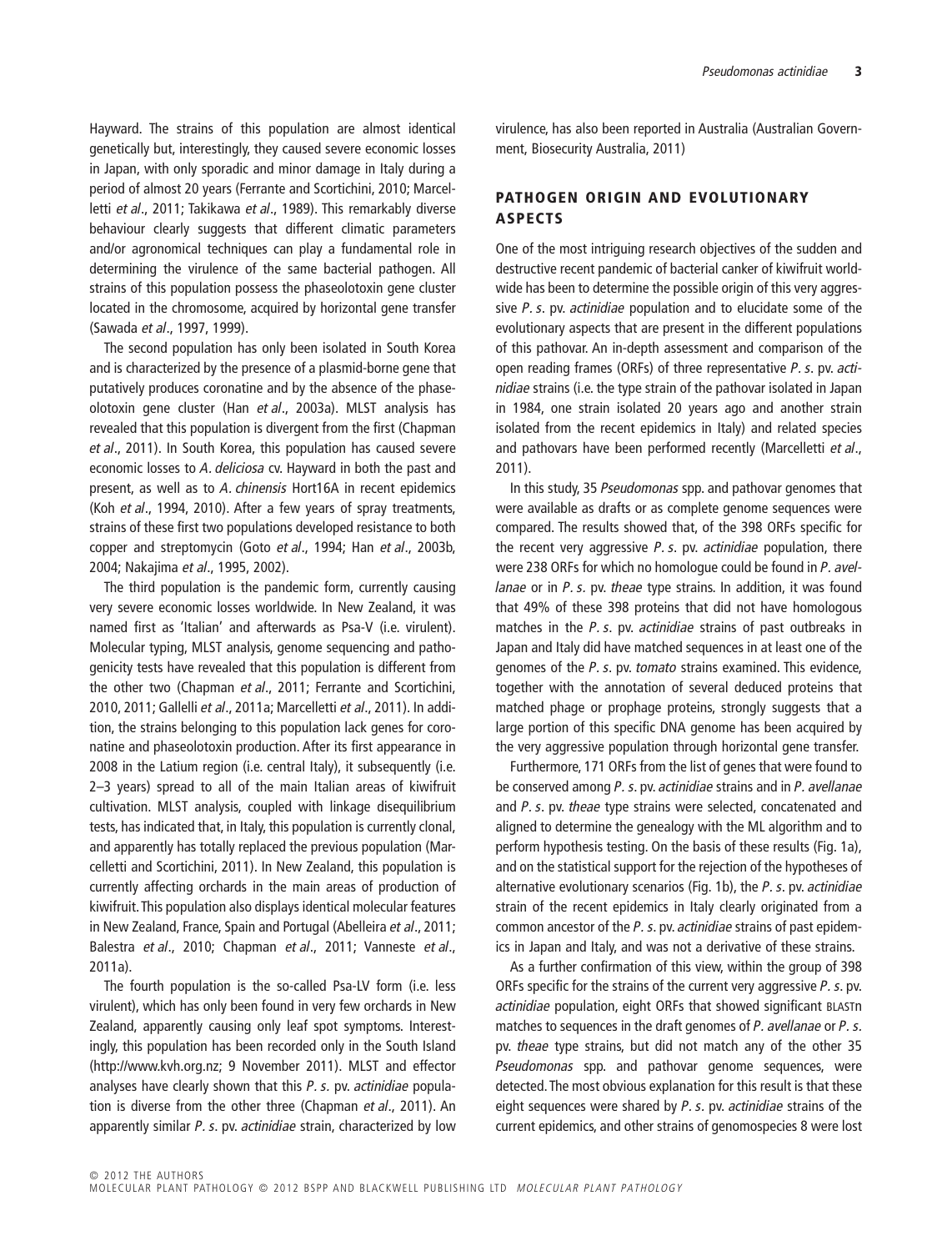Hayward. The strains of this population are almost identical genetically but, interestingly, they caused severe economic losses in Japan, with only sporadic and minor damage in Italy during a period of almost 20 years (Ferrante and Scortichini, 2010; Marcelletti *et al*., 2011; Takikawa *et al*., 1989). This remarkably diverse behaviour clearly suggests that different climatic parameters and/or agronomical techniques can play a fundamental role in determining the virulence of the same bacterial pathogen. All strains of this population possess the phaseolotoxin gene cluster located in the chromosome, acquired by horizontal gene transfer (Sawada *et al*., 1997, 1999).

The second population has only been isolated in South Korea and is characterized by the presence of a plasmid-borne gene that putatively produces coronatine and by the absence of the phaseolotoxin gene cluster (Han *et al*., 2003a). MLST analysis has revealed that this population is divergent from the first (Chapman *et al*., 2011). In South Korea, this population has caused severe economic losses to *A. deliciosa* cv. Hayward in both the past and present, as well as to *A. chinensis* Hort16A in recent epidemics (Koh *et al*., 1994, 2010). After a few years of spray treatments, strains of these first two populations developed resistance to both copper and streptomycin (Goto *et al*., 1994; Han *et al*., 2003b, 2004; Nakajima *et al*., 1995, 2002).

The third population is the pandemic form, currently causing very severe economic losses worldwide. In New Zealand, it was named first as 'Italian' and afterwards as Psa-V (i.e. virulent). Molecular typing, MLST analysis, genome sequencing and pathogenicity tests have revealed that this population is different from the other two (Chapman *et al*., 2011; Ferrante and Scortichini, 2010, 2011; Gallelli *et al*., 2011a; Marcelletti *et al*., 2011). In addition, the strains belonging to this population lack genes for coronatine and phaseolotoxin production. After its first appearance in 2008 in the Latium region (i.e. central Italy), it subsequently (i.e. 2–3 years) spread to all of the main Italian areas of kiwifruit cultivation. MLST analysis, coupled with linkage disequilibrium tests, has indicated that, in Italy, this population is currently clonal, and apparently has totally replaced the previous population (Marcelletti and Scortichini, 2011). In New Zealand, this population is currently affecting orchards in the main areas of production of kiwifruit. This population also displays identical molecular features in New Zealand, France, Spain and Portugal (Abelleira *et al*., 2011; Balestra *et al*., 2010; Chapman *et al*., 2011; Vanneste *et al*., 2011a).

The fourth population is the so-called Psa-LV form (i.e. less virulent), which has only been found in very few orchards in New Zealand, apparently causing only leaf spot symptoms. Interestingly, this population has been recorded only in the South Island (http://www.kvh.org.nz; 9 November 2011). MLST and effector analyses have clearly shown that this *P. s.* pv. *actinidiae* population is diverse from the other three (Chapman *et al*., 2011). An apparently similar *P. s.* pv. *actinidiae* strain, characterized by low virulence, has also been reported in Australia (Australian Government, Biosecurity Australia, 2011)

## PATHOGEN ORIGIN AND EVOLUTIONARY ASPECTS

One of the most intriguing research objectives of the sudden and destructive recent pandemic of bacterial canker of kiwifruit worldwide has been to determine the possible origin of this very aggressive *P. s.* pv. *actinidiae* population and to elucidate some of the evolutionary aspects that are present in the different populations of this pathovar. An in-depth assessment and comparison of the open reading frames (ORFs) of three representative *P. s.* pv. *actinidiae* strains (i.e. the type strain of the pathovar isolated in Japan in 1984, one strain isolated 20 years ago and another strain isolated from the recent epidemics in Italy) and related species and pathovars have been performed recently (Marcelletti *et al*., 2011).

In this study, 35 *Pseudomonas* spp. and pathovar genomes that were available as drafts or as complete genome sequences were compared. The results showed that, of the 398 ORFs specific for the recent very aggressive *P. s.* pv. *actinidiae* population, there were 238 ORFs for which no homologue could be found in *P. avellanae* or in *P. s.* pv. *theae* type strains. In addition, it was found that 49% of these 398 proteins that did not have homologous matches in the *P. s.* pv. *actinidiae* strains of past outbreaks in Japan and Italy did have matched sequences in at least one of the genomes of the *P. s.* pv. *tomato* strains examined. This evidence, together with the annotation of several deduced proteins that matched phage or prophage proteins, strongly suggests that a large portion of this specific DNA genome has been acquired by the very aggressive population through horizontal gene transfer.

Furthermore, 171 ORFs from the list of genes that were found to be conserved among *P. s.* pv. *actinidiae* strains and in *P. avellanae* and *P. s.* pv. *theae* type strains were selected, concatenated and aligned to determine the genealogy with the ML algorithm and to perform hypothesis testing. On the basis of these results (Fig. 1a), and on the statistical support for the rejection of the hypotheses of alternative evolutionary scenarios (Fig. 1b), the *P. s.* pv. *actinidiae* strain of the recent epidemics in Italy clearly originated from a common ancestor of the *P. s.* pv. *actinidiae* strains of past epidemics in Japan and Italy, and was not a derivative of these strains.

As a further confirmation of this view, within the group of 398 ORFs specific for the strains of the current very aggressive *P. s.* pv. *actinidiae* population, eight ORFs that showed significant BLASTn matches to sequences in the draft genomes of *P. avellanae* or *P. s.* pv. *theae* type strains, but did not match any of the other 35 *Pseudomonas* spp. and pathovar genome sequences, were detected. The most obvious explanation for this result is that these eight sequences were shared by *P. s.* pv. *actinidiae* strains of the current epidemics, and other strains of genomospecies 8 were lost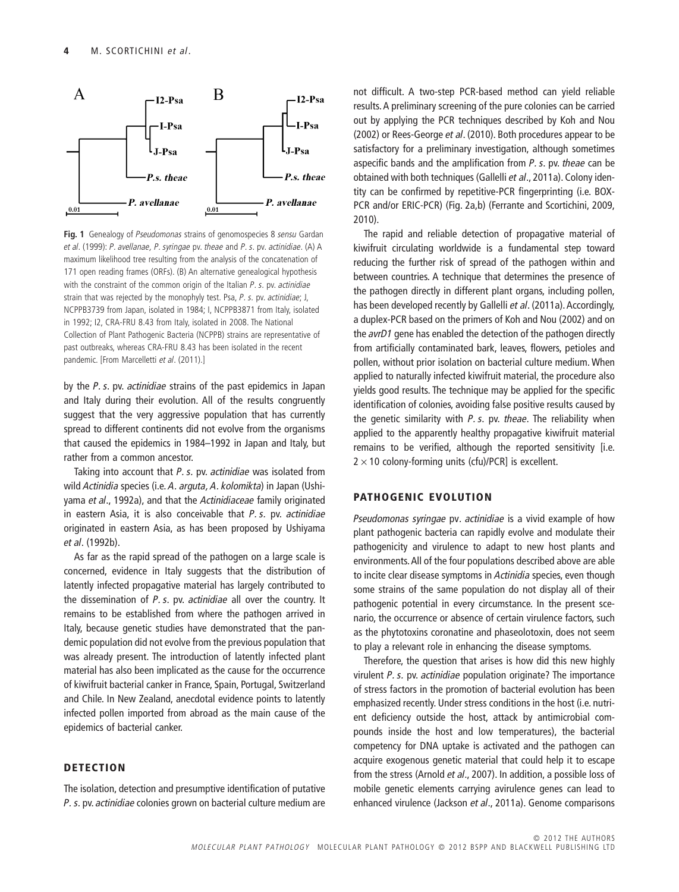**Fig. 1** Genealogy of *Pseudomonas* strains of genomospecies 8 *sensu* Gardan *et al*. (1999): *P. avellanae*, *P. syringae* pv. *theae* and *P. s.* pv. *actinidiae*. (A) A maximum likelihood tree resulting from the analysis of the concatenation of 171 open reading frames (ORFs). (B) An alternative genealogical hypothesis with the constraint of the common origin of the Italian *P. s.* pv. *actinidiae* strain that was rejected by the monophyly test. Psa, *P. s.* pv. *actinidiae*; J, NCPPB3739 from Japan, isolated in 1984; I, NCPPB3871 from Italy, isolated in 1992; I2, CRA-FRU 8.43 from Italy, isolated in 2008. The National Collection of Plant Pathogenic Bacteria (NCPPB) strains are representative of past outbreaks, whereas CRA-FRU 8.43 has been isolated in the recent pandemic. [From Marcelletti *et al*. (2011).]

by the *P. s.* pv. *actinidiae* strains of the past epidemics in Japan and Italy during their evolution. All of the results congruently suggest that the very aggressive population that has currently spread to different continents did not evolve from the organisms that caused the epidemics in 1984–1992 in Japan and Italy, but rather from a common ancestor.

Taking into account that *P. s.* pv. *actinidiae* was isolated from wild *Actinidia* species (i.e. *A. arguta*, *A. kolomikta*) in Japan (Ushiyama *et al*., 1992a), and that the *Actinidiaceae* family originated in eastern Asia, it is also conceivable that *P. s.* pv. *actinidiae* originated in eastern Asia, as has been proposed by Ushiyama *et al*. (1992b).

As far as the rapid spread of the pathogen on a large scale is concerned, evidence in Italy suggests that the distribution of latently infected propagative material has largely contributed to the dissemination of *P. s.* pv. *actinidiae* all over the country. It remains to be established from where the pathogen arrived in Italy, because genetic studies have demonstrated that the pandemic population did not evolve from the previous population that was already present. The introduction of latently infected plant material has also been implicated as the cause for the occurrence of kiwifruit bacterial canker in France, Spain, Portugal, Switzerland and Chile. In New Zealand, anecdotal evidence points to latently infected pollen imported from abroad as the main cause of the epidemics of bacterial canker.

## DETECTION

The isolation, detection and presumptive identification of putative *P. s.* pv. *actinidiae* colonies grown on bacterial culture medium are not difficult. A two-step PCR-based method can yield reliable results. A preliminary screening of the pure colonies can be carried out by applying the PCR techniques described by Koh and Nou (2002) or Rees-George *et al*. (2010). Both procedures appear to be satisfactory for a preliminary investigation, although sometimes aspecific bands and the amplification from *P. s.* pv. *theae* can be obtained with both techniques (Gallelli *et al*., 2011a). Colony identity can be confirmed by repetitive-PCR fingerprinting (i.e. BOX-PCR and/or ERIC-PCR) (Fig. 2a,b) (Ferrante and Scortichini, 2009, 2010).

The rapid and reliable detection of propagative material of kiwifruit circulating worldwide is a fundamental step toward reducing the further risk of spread of the pathogen within and between countries. A technique that determines the presence of the pathogen directly in different plant organs, including pollen, has been developed recently by Gallelli *et al*. (2011a). Accordingly, a duplex-PCR based on the primers of Koh and Nou (2002) and on the *avrD1* gene has enabled the detection of the pathogen directly from artificially contaminated bark, leaves, flowers, petioles and pollen, without prior isolation on bacterial culture medium. When applied to naturally infected kiwifruit material, the procedure also yields good results. The technique may be applied for the specific identification of colonies, avoiding false positive results caused by the genetic similarity with *P. s.* pv. *theae*. The reliability when applied to the apparently healthy propagative kiwifruit material remains to be verified, although the reported sensitivity [i.e. $2 \times 10$ colony-forming units (cfu)/PCR] is excellent.

## PATHOGENIC EVOLUTION

*Pseudomonas syringae* pv. *actinidiae* is a vivid example of how plant pathogenic bacteria can rapidly evolve and modulate their pathogenicity and virulence to adapt to new host plants and environments. All of the four populations described above are able to incite clear disease symptoms in *Actinidia* species, even though some strains of the same population do not display all of their pathogenic potential in every circumstance. In the present scenario, the occurrence or absence of certain virulence factors, such as the phytotoxins coronatine and phaseolotoxin, does not seem to play a relevant role in enhancing the disease symptoms.

Therefore, the question that arises is how did this new highly virulent *P. s.* pv. *actinidiae* population originate? The importance of stress factors in the promotion of bacterial evolution has been emphasized recently. Under stress conditions in the host (i.e. nutrient deficiency outside the host, attack by antimicrobial compounds inside the host and low temperatures), the bacterial competency for DNA uptake is activated and the pathogen can acquire exogenous genetic material that could help it to escape from the stress (Arnold *et al*., 2007). In addition, a possible loss of mobile genetic elements carrying avirulence genes can lead to enhanced virulence (Jackson *et al*., 2011a). Genome comparisons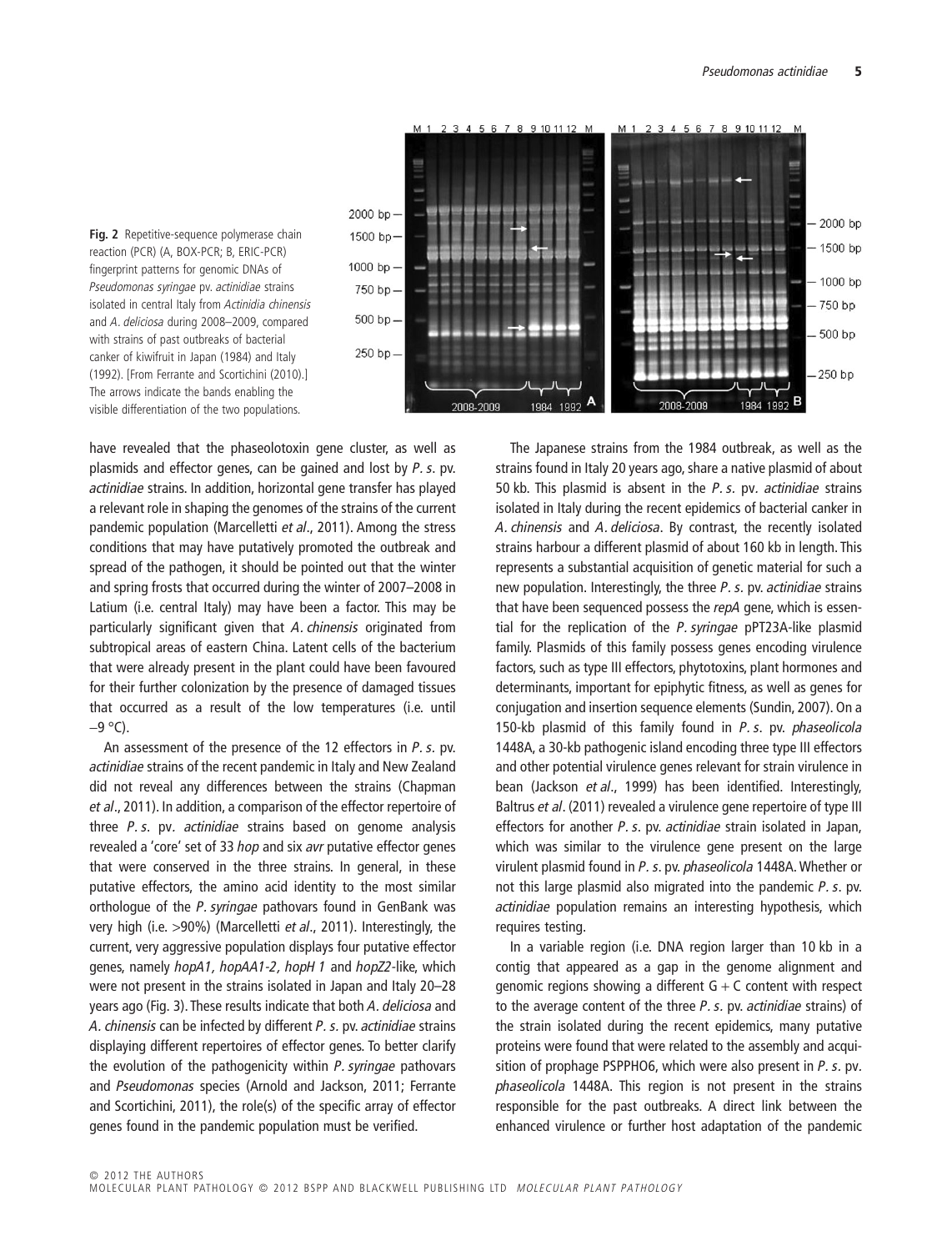**Fig. 2** Repetitive-sequence polymerase chain reaction (PCR) (A, BOX-PCR; B, ERIC-PCR) fingerprint patterns for genomic DNAs of *Pseudomonas syringae* pv. *actinidiae* strains isolated in central Italy from *Actinidia chinensis* and *A. deliciosa* during 2008–2009, compared with strains of past outbreaks of bacterial canker of kiwifruit in Japan (1984) and Italy (1992). [From Ferrante and Scortichini (2010).] The arrows indicate the bands enabling the visible differentiation of the two populations.

have revealed that the phaseolotoxin gene cluster, as well as plasmids and effector genes, can be gained and lost by *P. s.* pv. *actinidiae* strains. In addition, horizontal gene transfer has played a relevant role in shaping the genomes of the strains of the current pandemic population (Marcelletti *et al*., 2011). Among the stress conditions that may have putatively promoted the outbreak and spread of the pathogen, it should be pointed out that the winter and spring frosts that occurred during the winter of 2007–2008 in Latium (i.e. central Italy) may have been a factor. This may be particularly significant given that *A. chinensis* originated from subtropical areas of eastern China. Latent cells of the bacterium that were already present in the plant could have been favoured for their further colonization by the presence of damaged tissues that occurred as a result of the low temperatures (i.e. until −9 °C).

An assessment of the presence of the 12 effectors in *P. s.* pv. *actinidiae* strains of the recent pandemic in Italy and New Zealand did not reveal any differences between the strains (Chapman *et al*., 2011). In addition, a comparison of the effector repertoire of three *P. s.* pv. *actinidiae* strains based on genome analysis revealed a 'core' set of 33 *hop* and six *avr* putative effector genes that were conserved in the three strains. In general, in these putative effectors, the amino acid identity to the most similar orthologue of the *P. syringae* pathovars found in GenBank was very high (i.e. >90%) (Marcelletti *et al*., 2011). Interestingly, the current, very aggressive population displays four putative effector genes, namely *hopA1, hopAA1-2, hopH 1* and *hopZ2*-like, which were not present in the strains isolated in Japan and Italy 20–28 years ago (Fig. 3). These results indicate that both *A. deliciosa* and *A. chinensis* can be infected by different *P. s.* pv. *actinidiae* strains displaying different repertoires of effector genes. To better clarify the evolution of the pathogenicity within *P. syringae* pathovars and *Pseudomonas* species (Arnold and Jackson, 2011; Ferrante and Scortichini, 2011), the role(s) of the specific array of effector genes found in the pandemic population must be verified.

The Japanese strains from the 1984 outbreak, as well as the strains found in Italy 20 years ago, share a native plasmid of about 50 kb. This plasmid is absent in the *P. s.* pv. *actinidiae* strains isolated in Italy during the recent epidemics of bacterial canker in *A. chinensis* and *A. deliciosa*. By contrast, the recently isolated strains harbour a different plasmid of about 160 kb in length. This represents a substantial acquisition of genetic material for such a new population. Interestingly, the three *P. s.* pv. *actinidiae* strains that have been sequenced possess the *repA* gene, which is essential for the replication of the *P. syringae* pPT23A-like plasmid family. Plasmids of this family possess genes encoding virulence factors, such as type III effectors, phytotoxins, plant hormones and determinants, important for epiphytic fitness, as well as genes for conjugation and insertion sequence elements (Sundin, 2007). On a 150-kb plasmid of this family found in *P. s.* pv. *phaseolicola* 1448A, a 30-kb pathogenic island encoding three type III effectors and other potential virulence genes relevant for strain virulence in bean (Jackson *et al*., 1999) has been identified. Interestingly, Baltrus *et al*. (2011) revealed a virulence gene repertoire of type III effectors for another *P. s.* pv. *actinidiae* strain isolated in Japan, which was similar to the virulence gene present on the large virulent plasmid found in *P. s.* pv. *phaseolicola* 1448A. Whether or not this large plasmid also migrated into the pandemic *P. s.* pv. *actinidiae* population remains an interesting hypothesis, which requires testing.

In a variable region (i.e. DNA region larger than 10 kb in a contig that appeared as a gap in the genome alignment and genomic regions showing a different G + C content with respect to the average content of the three *P. s.* pv. *actinidiae* strains) of the strain isolated during the recent epidemics, many putative proteins were found that were related to the assembly and acquisition of prophage PSPPHO6, which were also present in *P. s.* pv. *phaseolicola* 1448A. This region is not present in the strains responsible for the past outbreaks. A direct link between the enhanced virulence or further host adaptation of the pandemic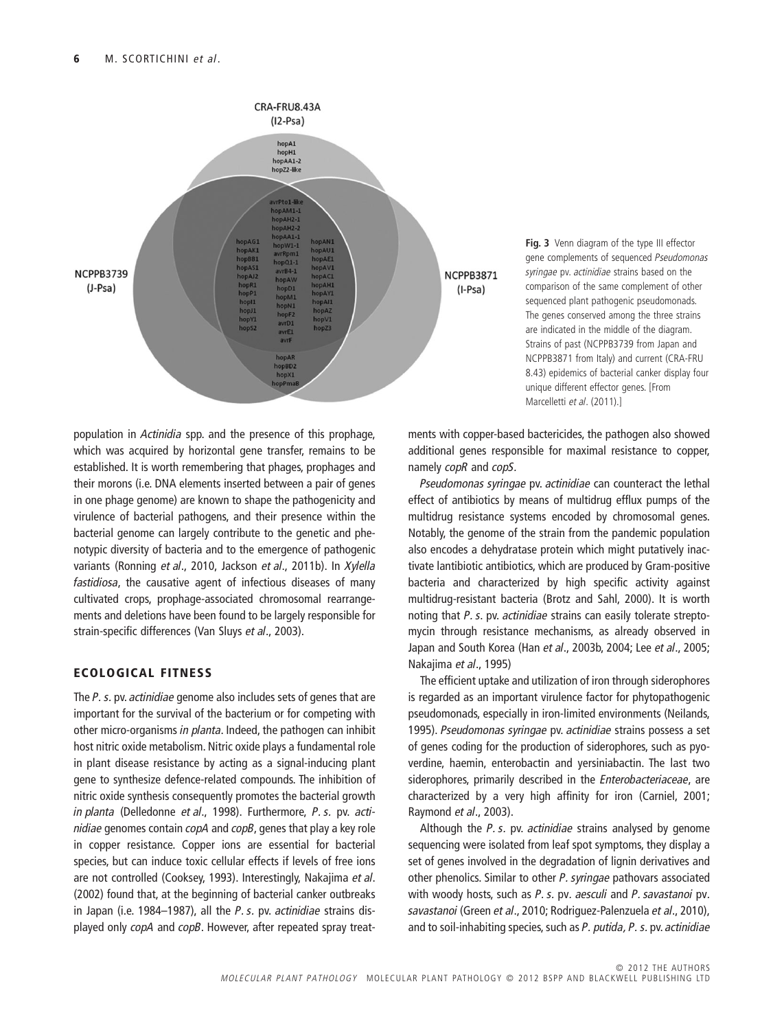CRA-FRU8.43A
(I2-Psa)

hopA1
hopH1
hopAA1-2
hopZ2-like

NCPPB3739
(J-Psa)

hopAG1
hopAK1
hopBB1
hopAS1
hopAJ2
hopR1
hopP1
hopI1
hopJ1
hopY1
hopS2

avrPto1-like
hopAM1-1
hopAH2-1
hopAH2-2
hopAA1-1
hopW1-1
avrRpm1
hopQ1-1
avrB4-1
hopAW
hopD1
hopM1
hopN1
hopF2
avrD1
avrE1
avrF

NCPPB3871
(I-Psa)

hopAN1
hopAU1
hopAE1
hopAV1
hopAC1
hopAH1
hopAY1
hopAI1
hopAZ
hopV1
hopZ3

hopAR
hopBD2
hopX1
hopPmaB

**Fig. 3** Venn diagram of the type III effector gene complements of sequenced *Pseudomonas syringae* pv. *actinidiae* strains based on the comparison of the same complement of other sequenced plant pathogenic pseudomonads. The genes conserved among the three strains are indicated in the middle of the diagram. Strains of past (NCPPB3739 from Japan and NCPPB3871 from Italy) and current (CRA-FRU 8.43) epidemics of bacterial canker display four unique different effector genes. [From Marcelletti *et al*. (2011).]

population in *Actinidia* spp. and the presence of this prophage, which was acquired by horizontal gene transfer, remains to be established. It is worth remembering that phages, prophages and their morons (i.e. DNA elements inserted between a pair of genes in one phage genome) are known to shape the pathogenicity and virulence of bacterial pathogens, and their presence within the bacterial genome can largely contribute to the genetic and phenotypic diversity of bacteria and to the emergence of pathogenic variants (Ronning *et al*., 2010, Jackson *et al*., 2011b). In *Xylella fastidiosa*, the causative agent of infectious diseases of many cultivated crops, prophage-associated chromosomal rearrangements and deletions have been found to be largely responsible for strain-specific differences (Van Sluys *et al*., 2003).

## ECOLOGICAL FITNESS

The *P. s.* pv. *actinidiae* genome also includes sets of genes that are important for the survival of the bacterium or for competing with other micro-organisms *in planta*. Indeed, the pathogen can inhibit host nitric oxide metabolism. Nitric oxide plays a fundamental role in plant disease resistance by acting as a signal-inducing plant gene to synthesize defence-related compounds. The inhibition of nitric oxide synthesis consequently promotes the bacterial growth *in planta* (Delledonne *et al*., 1998). Furthermore, *P. s.* pv. *actinidiae* genomes contain *copA* and *copB*, genes that play a key role in copper resistance. Copper ions are essential for bacterial species, but can induce toxic cellular effects if levels of free ions are not controlled (Cooksey, 1993). Interestingly, Nakajima *et al*. (2002) found that, at the beginning of bacterial canker outbreaks in Japan (i.e. 1984–1987), all the *P. s.* pv. *actinidiae* strains displayed only *copA* and *copB*. However, after repeated spray treatments with copper-based bactericides, the pathogen also showed additional genes responsible for maximal resistance to copper, namely *copR* and *copS*.

*Pseudomonas syringae* pv. *actinidiae* can counteract the lethal effect of antibiotics by means of multidrug efflux pumps of the multidrug resistance systems encoded by chromosomal genes. Notably, the genome of the strain from the pandemic population also encodes a dehydratase protein which might putatively inactivate lantibiotic antibiotics, which are produced by Gram-positive bacteria and characterized by high specific activity against multidrug-resistant bacteria (Brotz and Sahl, 2000). It is worth noting that *P. s.* pv. *actinidiae* strains can easily tolerate streptomycin through resistance mechanisms, as already observed in Japan and South Korea (Han *et al*., 2003b, 2004; Lee *et al*., 2005; Nakajima *et al*., 1995)

The efficient uptake and utilization of iron through siderophores is regarded as an important virulence factor for phytopathogenic pseudomonads, especially in iron-limited environments (Neilands, 1995). *Pseudomonas syringae* pv. *actinidiae* strains possess a set of genes coding for the production of siderophores, such as pyoverdine, haemin, enterobactin and yersiniabactin. The last two siderophores, primarily described in the *Enterobacteriaceae*, are characterized by a very high affinity for iron (Carniel, 2001; Raymond *et al*., 2003).

Although the *P. s.* pv. *actinidiae* strains analysed by genome sequencing were isolated from leaf spot symptoms, they display a set of genes involved in the degradation of lignin derivatives and other phenolics. Similar to other *P. syringae* pathovars associated with woody hosts, such as *P. s.* pv. *aesculi* and *P. savastanoi* pv. *savastanoi* (Green *et al*., 2010; Rodriguez-Palenzuela *et al*., 2010), and to soil-inhabiting species, such as *P. putida, P. s.* pv. *actinidiae*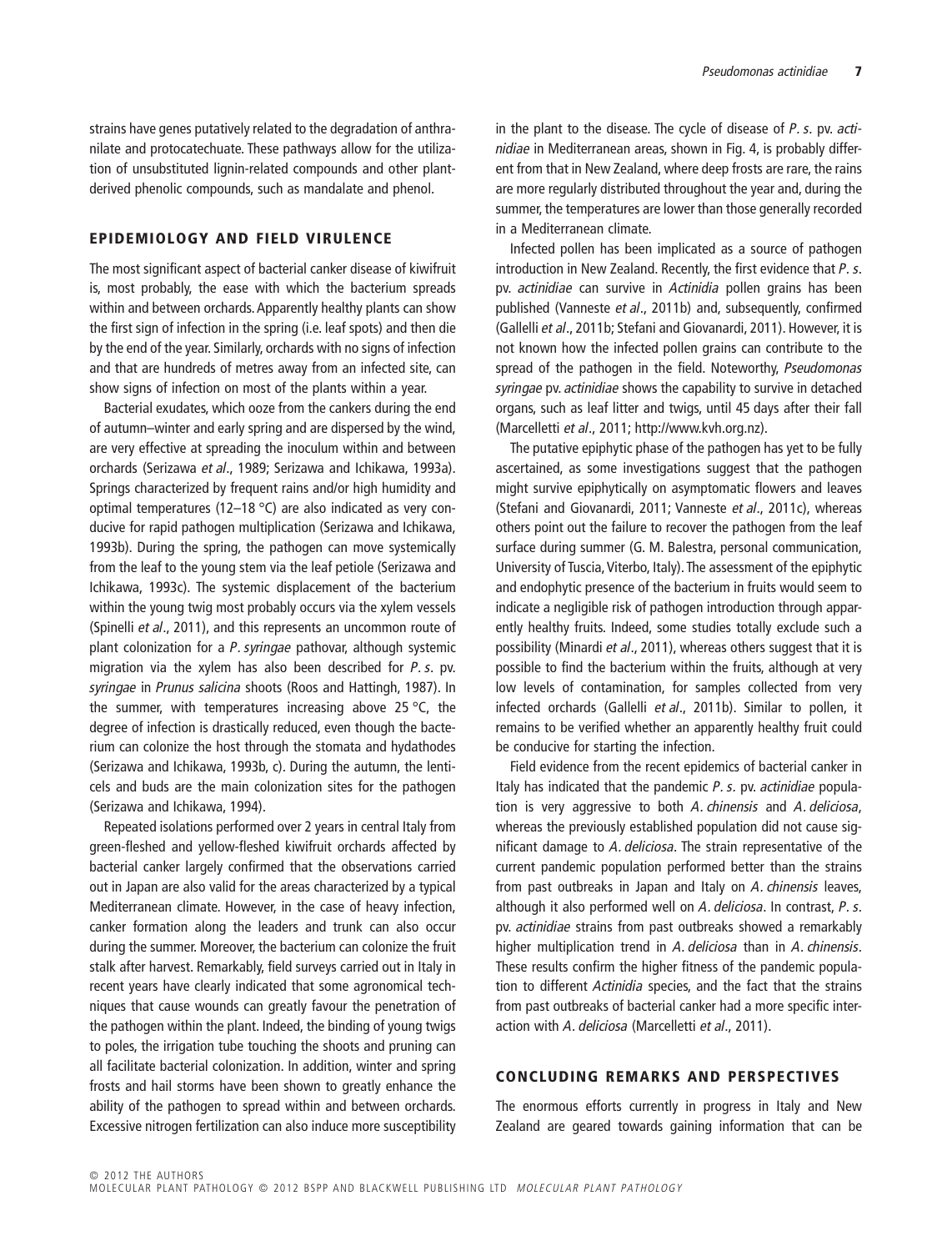strains have genes putatively related to the degradation of anthranilate and protocatechuate. These pathways allow for the utilization of unsubstituted lignin-related compounds and other plant-derived phenolic compounds, such as mandalate and phenol.

## EPIDEMIOLOGY AND FIELD VIRULENCE

The most significant aspect of bacterial canker disease of kiwifruit is, most probably, the ease with which the bacterium spreads within and between orchards. Apparently healthy plants can show the first sign of infection in the spring (i.e. leaf spots) and then die by the end of the year. Similarly, orchards with no signs of infection and that are hundreds of metres away from an infected site, can show signs of infection on most of the plants within a year.

Bacterial exudates, which ooze from the cankers during the end of autumn–winter and early spring and are dispersed by the wind, are very effective at spreading the inoculum within and between orchards (Serizawa *et al*., 1989; Serizawa and Ichikawa, 1993a). Springs characterized by frequent rains and/or high humidity and optimal temperatures (12–18 °C) are also indicated as very conducive for rapid pathogen multiplication (Serizawa and Ichikawa, 1993b). During the spring, the pathogen can move systemically from the leaf to the young stem via the leaf petiole (Serizawa and Ichikawa, 1993c). The systemic displacement of the bacterium within the young twig most probably occurs via the xylem vessels (Spinelli *et al*., 2011), and this represents an uncommon route of plant colonization for a *P. syringae* pathovar, although systemic migration via the xylem has also been described for *P. s.* pv. *syringae* in *Prunus salicina* shoots (Roos and Hattingh, 1987). In the summer, with temperatures increasing above 25 °C, the degree of infection is drastically reduced, even though the bacterium can colonize the host through the stomata and hydathodes (Serizawa and Ichikawa, 1993b, c). During the autumn, the lenticels and buds are the main colonization sites for the pathogen (Serizawa and Ichikawa, 1994).

Repeated isolations performed over 2 years in central Italy from green-fleshed and yellow-fleshed kiwifruit orchards affected by bacterial canker largely confirmed that the observations carried out in Japan are also valid for the areas characterized by a typical Mediterranean climate. However, in the case of heavy infection, canker formation along the leaders and trunk can also occur during the summer. Moreover, the bacterium can colonize the fruit stalk after harvest. Remarkably, field surveys carried out in Italy in recent years have clearly indicated that some agronomical techniques that cause wounds can greatly favour the penetration of the pathogen within the plant. Indeed, the binding of young twigs to poles, the irrigation tube touching the shoots and pruning can all facilitate bacterial colonization. In addition, winter and spring frosts and hail storms have been shown to greatly enhance the ability of the pathogen to spread within and between orchards. Excessive nitrogen fertilization can also induce more susceptibility in the plant to the disease. The cycle of disease of *P. s.* pv. *actinidiae* in Mediterranean areas, shown in Fig. 4, is probably different from that in New Zealand, where deep frosts are rare, the rains are more regularly distributed throughout the year and, during the summer, the temperatures are lower than those generally recorded in a Mediterranean climate.

Infected pollen has been implicated as a source of pathogen introduction in New Zealand. Recently, the first evidence that *P. s.* pv. *actinidiae* can survive in *Actinidia* pollen grains has been published (Vanneste *et al*., 2011b) and, subsequently, confirmed (Gallelli *et al*., 2011b; Stefani and Giovanardi, 2011). However, it is not known how the infected pollen grains can contribute to the spread of the pathogen in the field. Noteworthy, *Pseudomonas syringae* pv. *actinidiae* shows the capability to survive in detached organs, such as leaf litter and twigs, until 45 days after their fall (Marcelletti *et al*., 2011; http://www.kvh.org.nz).

The putative epiphytic phase of the pathogen has yet to be fully ascertained, as some investigations suggest that the pathogen might survive epiphytically on asymptomatic flowers and leaves (Stefani and Giovanardi, 2011; Vanneste *et al*., 2011c), whereas others point out the failure to recover the pathogen from the leaf surface during summer (G. M. Balestra, personal communication, University of Tuscia, Viterbo, Italy). The assessment of the epiphytic and endophytic presence of the bacterium in fruits would seem to indicate a negligible risk of pathogen introduction through apparently healthy fruits. Indeed, some studies totally exclude such a possibility (Minardi *et al*., 2011), whereas others suggest that it is possible to find the bacterium within the fruits, although at very low levels of contamination, for samples collected from very infected orchards (Gallelli *et al*., 2011b). Similar to pollen, it remains to be verified whether an apparently healthy fruit could be conducive for starting the infection.

Field evidence from the recent epidemics of bacterial canker in Italy has indicated that the pandemic *P. s.* pv. *actinidiae* population is very aggressive to both *A. chinensis* and *A. deliciosa*, whereas the previously established population did not cause significant damage to *A. deliciosa*. The strain representative of the current pandemic population performed better than the strains from past outbreaks in Japan and Italy on *A. chinensis* leaves, although it also performed well on *A. deliciosa*. In contrast, *P. s.* pv. *actinidiae* strains from past outbreaks showed a remarkably higher multiplication trend in *A. deliciosa* than in *A. chinensis*. These results confirm the higher fitness of the pandemic population to different *Actinidia* species, and the fact that the strains from past outbreaks of bacterial canker had a more specific interaction with *A. deliciosa* (Marcelletti *et al*., 2011).

## CONCLUDING REMARKS AND PERSPECTIVES

The enormous efforts currently in progress in Italy and New Zealand are geared towards gaining information that can be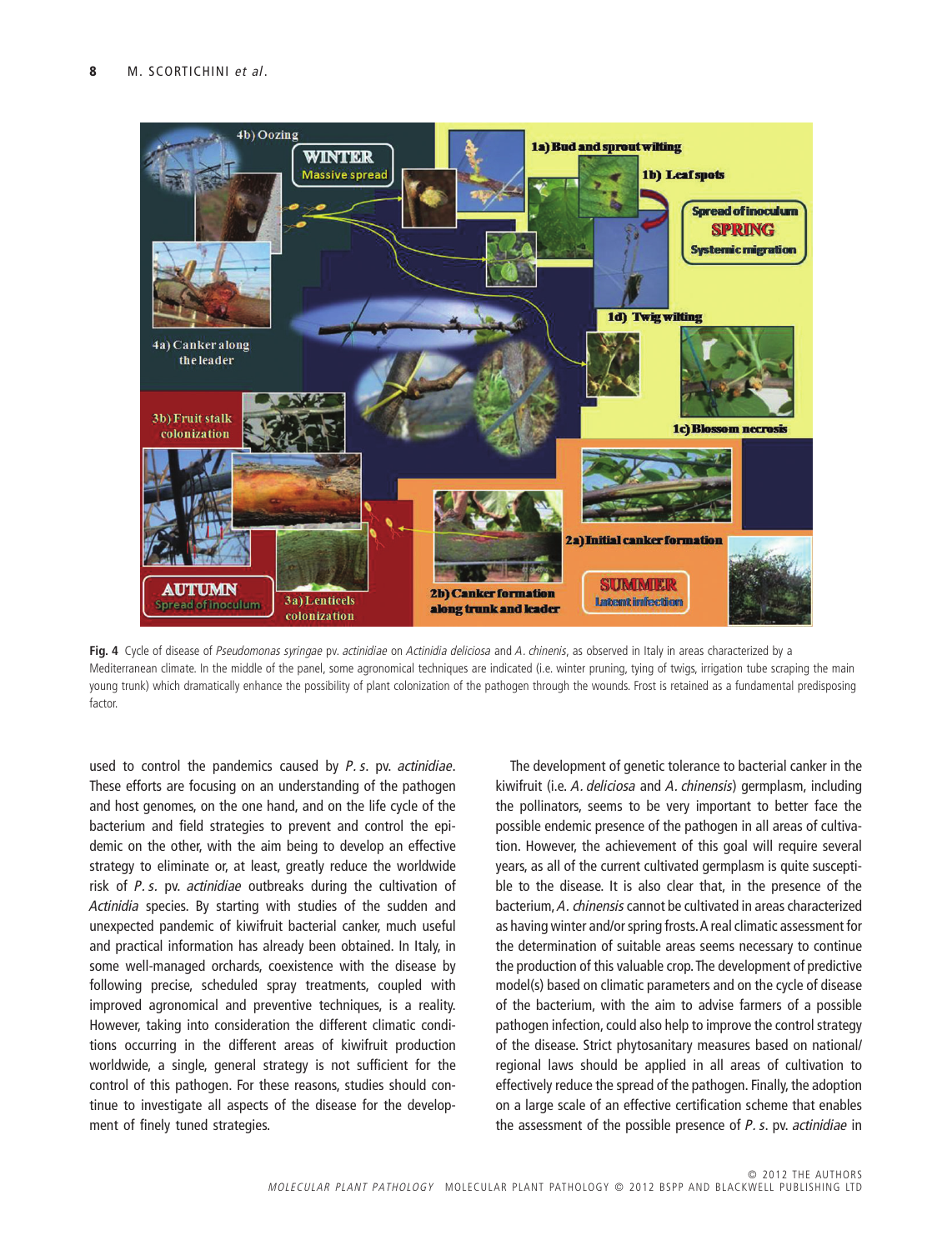**Fig. 4** Cycle of disease of *Pseudomonas syringae* pv. *actinidiae* on *Actinidia deliciosa* and *A. chinensis*, as observed in Italy in areas characterized by a Mediterranean climate. In the middle of the panel, some agronomical techniques are indicated (i.e. winter pruning, tying of twigs, irrigation tube scraping the main young trunk) which dramatically enhance the possibility of plant colonization of the pathogen through the wounds. Frost is retained as a fundamental predisposing factor.

used to control the pandemics caused by *P. s.* pv. *actinidiae*. These efforts are focusing on an understanding of the pathogen and host genomes, on the one hand, and on the life cycle of the bacterium and field strategies to prevent and control the epidemic on the other, with the aim being to develop an effective strategy to eliminate or, at least, greatly reduce the worldwide risk of *P. s.* pv. *actinidiae* outbreaks during the cultivation of *Actinidia* species. By starting with studies of the sudden and unexpected pandemic of kiwifruit bacterial canker, much useful and practical information has already been obtained. In Italy, in some well-managed orchards, coexistence with the disease by following precise, scheduled spray treatments, coupled with improved agronomical and preventive techniques, is a reality. However, taking into consideration the different climatic conditions occurring in the different areas of kiwifruit production worldwide, a single, general strategy is not sufficient for the control of this pathogen. For these reasons, studies should continue to investigate all aspects of the disease for the development of finely tuned strategies.

The development of genetic tolerance to bacterial canker in the kiwifruit (i.e. *A. deliciosa* and *A. chinensis*) germplasm, including the pollinators, seems to be very important to better face the possible endemic presence of the pathogen in all areas of cultivation. However, the achievement of this goal will require several years, as all of the current cultivated germplasm is quite susceptible to the disease. It is also clear that, in the presence of the bacterium, *A. chinensis* cannot be cultivated in areas characterized as having winter and/or spring frosts. A real climatic assessment for the determination of suitable areas seems necessary to continue the production of this valuable crop. The development of predictive model(s) based on climatic parameters and on the cycle of disease of the bacterium, with the aim to advise farmers of a possible pathogen infection, could also help to improve the control strategy of the disease. Strict phytosanitary measures based on national/regional laws should be applied in all areas of cultivation to effectively reduce the spread of the pathogen. Finally, the adoption on a large scale of an effective certification scheme that enables the assessment of the possible presence of *P. s.* pv. *actinidiae* in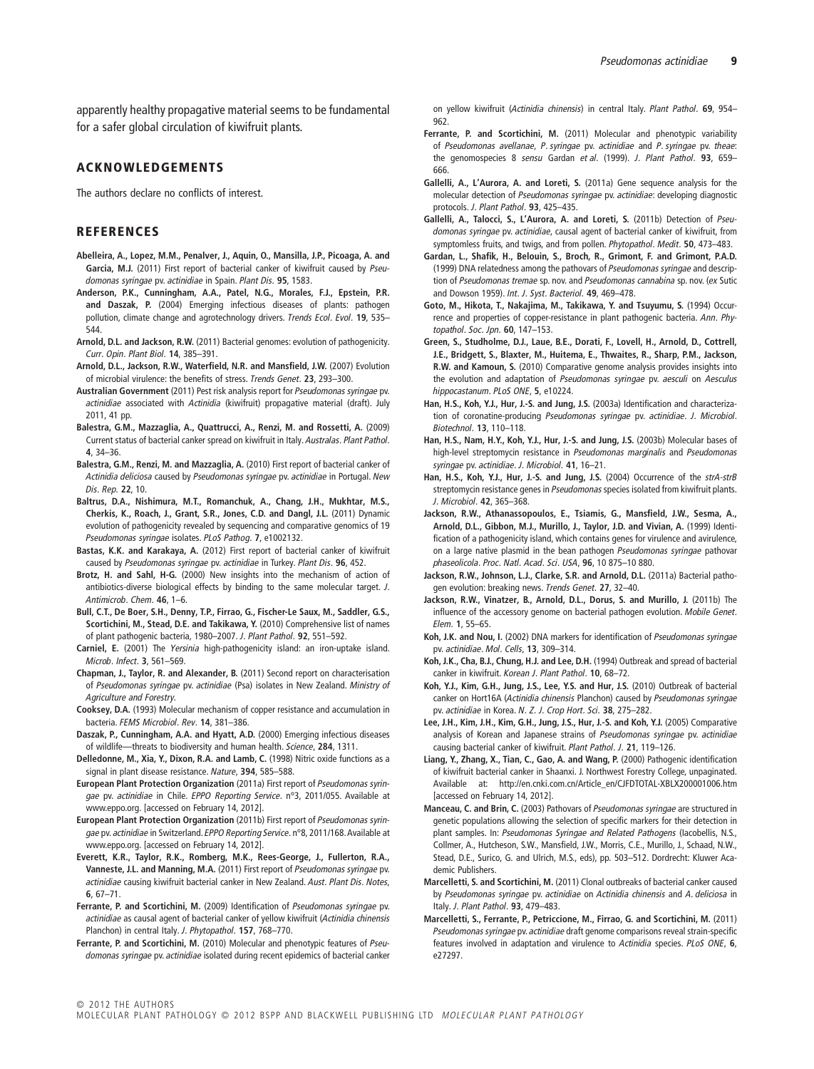apparently healthy propagative material seems to be fundamental for a safer global circulation of kiwifruit plants.

## ACKNOWLEDGEMENTS

The authors declare no conflicts of interest.

## REFERENCES

**Abelleira, A., Lopez, M.M., Penalver, J., Aquin, O., Mansilla, J.P., Picoaga, A. and Garcia, M.J.** (2011) First report of bacterial canker of kiwifruit caused by *Pseudomonas syringae* pv. *actinidiae* in Spain. *Plant Dis*. **95**, 1583.

**Anderson, P.K., Cunningham, A.A., Patel, N.G., Morales, F.J., Epstein, P.R. and Daszak, P.** (2004) Emerging infectious diseases of plants: pathogen pollution, climate change and agrotechnology drivers. *Trends Ecol. Evol*. **19**, 535–544.

**Arnold, D.L. and Jackson, R.W.** (2011) Bacterial genomes: evolution of pathogenicity. *Curr. Opin. Plant Biol*. **14**, 385–391.

**Arnold, D.L., Jackson, R.W., Waterfield, N.R. and Mansfield, J.W.** (2007) Evolution of microbial virulence: the benefits of stress. *Trends Genet*. **23**, 293–300.

**Australian Government** (2011) Pest risk analysis report for *Pseudomonas syringae* pv. *actinidiae* associated with *Actinidia* (kiwifruit) propagative material (draft). July 2011, 41 pp.

**Balestra, G.M., Mazzaglia, A., Quattrucci, A., Renzi, M. and Rossetti, A.** (2009) Current status of bacterial canker spread on kiwifruit in Italy. *Australas. Plant Pathol*. **4**, 34–36.

**Balestra, G.M., Renzi, M. and Mazzaglia, A.** (2010) First report of bacterial canker of *Actinidia deliciosa* caused by *Pseudomonas syringae* pv. *actinidiae* in Portugal. *New Dis. Rep*. **22**, 10.

**Baltrus, D.A., Nishimura, M.T., Romanchuk, A., Chang, J.H., Mukhtar, M.S., Cherkis, K., Roach, J., Grant, S.R., Jones, C.D. and Dangl, J.L.** (2011) Dynamic evolution of pathogenicity revealed by sequencing and comparative genomics of 19 *Pseudomonas syringae* isolates. *PLoS Pathog*. **7**, e1002132.

**Bastas, K.K. and Karakaya, A.** (2012) First report of bacterial canker of kiwifruit caused by *Pseudomonas syringae* pv. *actinidiae* in Turkey. *Plant Dis*. **96**, 452.

**Brotz, H. and Sahl, H-G.** (2000) New insights into the mechanism of action of antibiotics-diverse biological effects by binding to the same molecular target. *J. Antimicrob. Chem*. **46**, 1–6.

**Bull, C.T., De Boer, S.H., Denny, T.P., Firrao, G., Fischer-Le Saux, M., Saddler, G.S., Scortichini, M., Stead, D.E. and Takikawa, Y.** (2010) Comprehensive list of names of plant pathogenic bacteria, 1980–2007. *J. Plant Pathol*. **92**, 551–592.

**Carniel, E.** (2001) The *Yersinia* high-pathogenicity island: an iron-uptake island. *Microb. Infect*. **3**, 561–569.

**Chapman, J., Taylor, R. and Alexander, B.** (2011) Second report on characterisation of *Pseudomonas syringae* pv. *actinidiae* (Psa) isolates in New Zealand. *Ministry of Agriculture and Forestry*.

**Cooksey, D.A.** (1993) Molecular mechanism of copper resistance and accumulation in bacteria. *FEMS Microbiol. Rev*. **14**, 381–386.

**Daszak, P., Cunningham, A.A. and Hyatt, A.D.** (2000) Emerging infectious diseases of wildlife—threats to biodiversity and human health. *Science*, **284**, 1311.

**Delledonne, M., Xia, Y., Dixon, R.A. and Lamb, C.** (1998) Nitric oxide functions as a signal in plant disease resistance. *Nature*, **394**, 585–588.

**European Plant Protection Organization** (2011a) First report of *Pseudomonas syringae* pv. *actinidiae* in Chile. *EPPO Reporting Service*. n°3, 2011/055. Available at www.eppo.org. [accessed on February 14, 2012].

**European Plant Protection Organization** (2011b) First report of *Pseudomonas syringae* pv. *actinidiae* in Switzerland. *EPPO Reporting Service*. n°8, 2011/168. Available at www.eppo.org. [accessed on February 14, 2012].

**Everett, K.R., Taylor, R.K., Romberg, M.K., Rees-George, J., Fullerton, R.A., Vanneste, J.L. and Manning, M.A.** (2011) First report of *Pseudomonas syringae* pv. *actinidiae* causing kiwifruit bacterial canker in New Zealand. *Aust. Plant Dis. Notes*, **6**, 67–71.

**Ferrante, P. and Scortichini, M.** (2009) Identification of *Pseudomonas syringae* pv. *actinidiae* as causal agent of bacterial canker of yellow kiwifruit (*Actinidia chinensis* Planchon) in central Italy. *J. Phytopathol*. **157**, 768–770.

**Ferrante, P. and Scortichini, M.** (2010) Molecular and phenotypic features of *Pseudomonas syringae* pv. *actinidiae* isolated during recent epidemics of bacterial canker on yellow kiwifruit (*Actinidia chinensis*) in central Italy. *Plant Pathol*. **69**, 954–962.

**Ferrante, P. and Scortichini, M.** (2011) Molecular and phenotypic variability of *Pseudomonas avellanae*, *P. syringae* pv. *actinidiae* and *P. syringae* pv. *theae*: the genomospecies 8 *sensu* Gardan *et al*. (1999). *J. Plant Pathol*. **93**, 659–666.

**Gallelli, A., L'Aurora, A. and Loreti, S.** (2011a) Gene sequence analysis for the molecular detection of *Pseudomonas syringae* pv. *actinidiae*: developing diagnostic protocols. *J. Plant Pathol*. **93**, 425–435.

**Gallelli, A., Talocci, S., L'Aurora, A. and Loreti, S.** (2011b) Detection of *Pseudomonas syringae* pv. *actinidiae*, causal agent of bacterial canker of kiwifruit, from symptomless fruits, and twigs, and from pollen. *Phytopathol. Medit*. **50**, 473–483.

**Gardan, L., Shafik, H., Belouin, S., Broch, R., Grimont, F. and Grimont, P.A.D.** (1999) DNA relatedness among the pathovars of *Pseudomonas syringae* and description of *Pseudomonas tremae* sp. nov. and *Pseudomonas cannabina* sp. nov. (*ex* Sutic and Dowson 1959). *Int. J. Syst. Bacteriol*. **49**, 469–478.

**Goto, M., Hikota, T., Nakajima, M., Takikawa, Y. and Tsuyumu, S.** (1994) Occurrence and properties of copper-resistance in plant pathogenic bacteria. *Ann. Phytopathol. Soc. Jpn*. **60**, 147–153.

**Green, S., Studholme, D.J., Laue, B.E., Dorati, F., Lovell, H., Arnold, D., Cottrell, J.E., Bridgett, S., Blaxter, M., Huitema, E., Thwaites, R., Sharp, P.M., Jackson, R.W. and Kamoun, S.** (2010) Comparative genome analysis provides insights into the evolution and adaptation of *Pseudomonas syringae* pv. *aesculi* on *Aesculus hippocastanum*. *PLoS ONE*, **5**, e10224.

**Han, H.S., Koh, Y.J., Hur, J.-S. and Jung, J.S.** (2003a) Identification and characterization of coronatine-producing *Pseudomonas syringae* pv. *actinidiae*. *J. Microbiol. Biotechnol*. **13**, 110–118.

**Han, H.S., Nam, H.Y., Koh, Y.J., Hur, J.-S. and Jung, J.S.** (2003b) Molecular bases of high-level streptomycin resistance in *Pseudomonas marginalis* and *Pseudomonas syringae* pv. *actinidiae*. *J. Microbiol*. **41**, 16–21.

**Han, H.S., Koh, Y.J., Hur, J.-S. and Jung, J.S.** (2004) Occurrence of the *strA-strB* streptomycin resistance genes in *Pseudomonas* species isolated from kiwifruit plants. *J. Microbiol*. **42**, 365–368.

**Jackson, R.W., Athanassopoulos, E., Tsiamis, G., Mansfield, J.W., Sesma, A., Arnold, D.L., Gibbon, M.J., Murillo, J., Taylor, J.D. and Vivian, A.** (1999) Identification of a pathogenicity island, which contains genes for virulence and avirulence, on a large native plasmid in the bean pathogen *Pseudomonas syringae* pathovar *phaseolicola*. *Proc. Natl. Acad. Sci. USA*, **96**, 10 875–10 880.

**Jackson, R.W., Johnson, L.J., Clarke, S.R. and Arnold, D.L.** (2011a) Bacterial pathogen evolution: breaking news. *Trends Genet*. **27**, 32–40.

**Jackson, R.W., Vinatzer, B., Arnold, D.L., Dorus, S. and Murillo, J.** (2011b) The influence of the accessory genome on bacterial pathogen evolution. *Mobile Genet. Elem*. **1**, 55–65.

**Koh, J.K. and Nou, I.** (2002) DNA markers for identification of *Pseudomonas syringae* pv. *actinidiae*. *Mol. Cells*, **13**, 309–314.

**Koh, J.K., Cha, B.J., Chung, H.J. and Lee, D.H.** (1994) Outbreak and spread of bacterial canker in kiwifruit. *Korean J. Plant Pathol*. **10**, 68–72.

**Koh, Y.J., Kim, G.H., Jung, J.S., Lee, Y.S. and Hur, J.S.** (2010) Outbreak of bacterial canker on Hort16A (*Actinidia chinensis* Planchon) caused by *Pseudomonas syringae* pv. *actinidiae* in Korea. *N. Z. J. Crop Hort. Sci*. **38**, 275–282.

**Lee, J.H., Kim, J.H., Kim, G.H., Jung, J.S., Hur, J.-S. and Koh, Y.J.** (2005) Comparative analysis of Korean and Japanese strains of *Pseudomonas syringae* pv. *actinidiae* causing bacterial canker of kiwifruit. *Plant Pathol. J*. **21**, 119–126.

**Liang, Y., Zhang, X., Tian, C., Gao, A. and Wang, P.** (2000) Pathogenic identification of kiwifruit bacterial canker in Shaanxi. J. Northwest Forestry College, unpaginated. Available at: http://en.cnki.com.cn/Article_en/CJFDTOTAL-XBLX200001006.htm [accessed on February 14, 2012].

**Manceau, C. and Brin, C.** (2003) Pathovars of *Pseudomonas syringae* are structured in genetic populations allowing the selection of specific markers for their detection in plant samples. In: *Pseudomonas Syringae and Related Pathogens* (Iacobellis, N.S., Collmer, A., Hutcheson, S.W., Mansfield, J.W., Morris, C.E., Murillo, J., Schaad, N.W., Stead, D.E., Surico, G. and Ulrich, M.S., eds), pp. 503–512. Dordrecht: Kluwer Academic Publishers.

**Marcelletti, S. and Scortichini, M.** (2011) Clonal outbreaks of bacterial canker caused by *Pseudomonas syringae* pv. *actinidiae* on *Actinidia chinensis* and *A. deliciosa* in Italy. *J. Plant Pathol*. **93**, 479–483.

**Marcelletti, S., Ferrante, P., Petriccione, M., Firrao, G. and Scortichini, M.** (2011) *Pseudomonas syringae* pv. *actinidiae* draft genome comparisons reveal strain-specific features involved in adaptation and virulence to *Actinidia* species. *PLoS ONE*, **6**, e27297.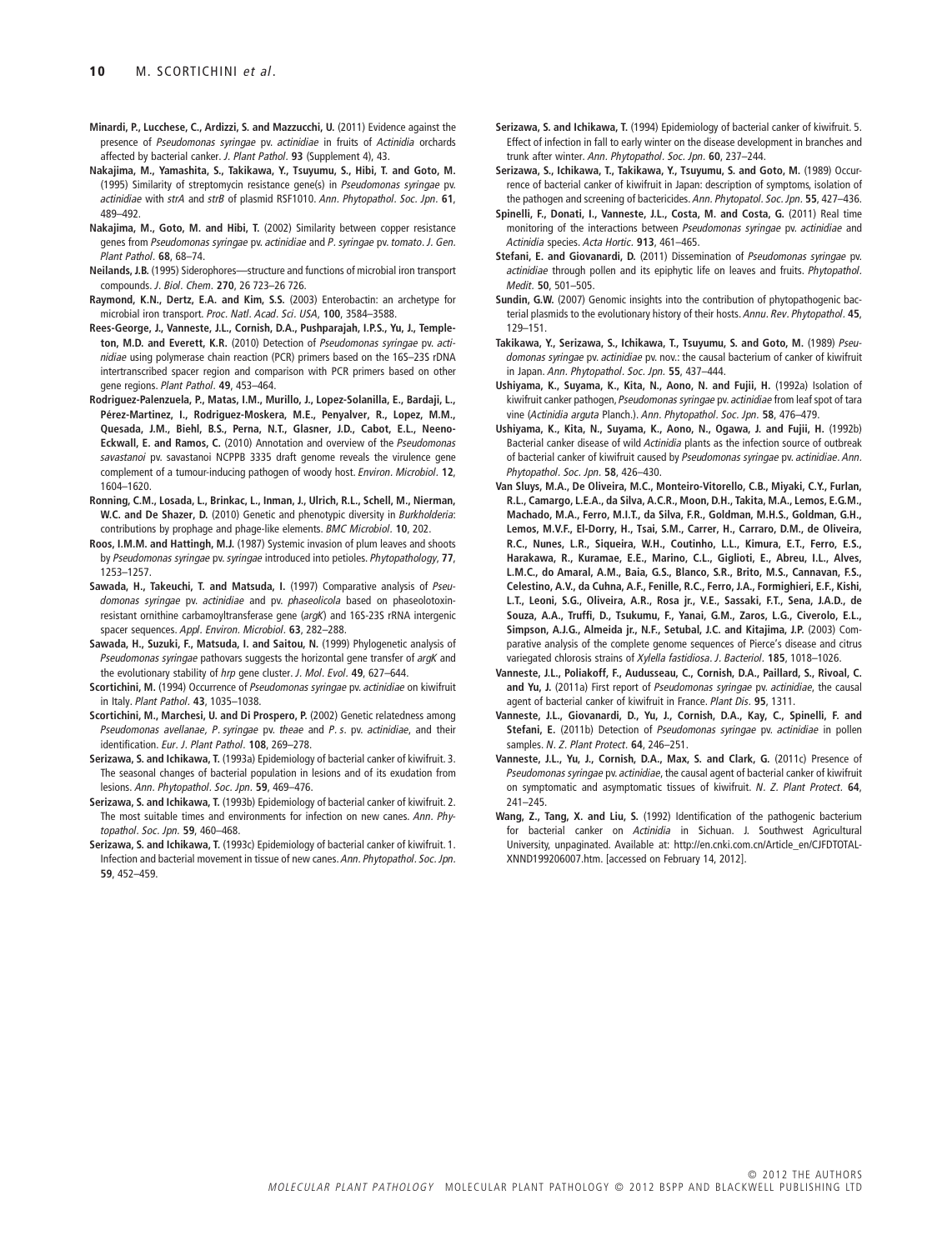**Minardi, P., Lucchese, C., Ardizzi, S. and Mazzucchi, U.** (2011) Evidence against the presence of *Pseudomonas syringae* pv. *actinidiae* in fruits of *Actinidia* orchards affected by bacterial canker. *J. Plant Pathol*. **93** (Supplement 4), 43.

**Nakajima, M., Yamashita, S., Takikawa, Y., Tsuyumu, S., Hibi, T. and Goto, M.** (1995) Similarity of streptomycin resistance gene(s) in *Pseudomonas syringae* pv. *actinidiae* with *strA* and *strB* of plasmid RSF1010. *Ann. Phytopathol. Soc. Jpn*. **61**, 489–492.

**Nakajima, M., Goto, M. and Hibi, T.** (2002) Similarity between copper resistance genes from *Pseudomonas syringae* pv. *actinidiae* and *P. syringae* pv. *tomato*. *J. Gen. Plant Pathol*. **68**, 68–74.

**Neilands, J.B.** (1995) Siderophores—structure and functions of microbial iron transport compounds. *J. Biol. Chem*. **270**, 26 723–26 726.

**Raymond, K.N., Dertz, E.A. and Kim, S.S.** (2003) Enterobactin: an archetype for microbial iron transport. *Proc. Natl. Acad. Sci. USA*, **100**, 3584–3588.

**Rees-George, J., Vanneste, J.L., Cornish, D.A., Pushparajah, I.P.S., Yu, J., Templeton, M.D. and Everett, K.R.** (2010) Detection of *Pseudomonas syringae* pv. *actinidiae* using polymerase chain reaction (PCR) primers based on the 16S–23S rDNA intertranscribed spacer region and comparison with PCR primers based on other gene regions. *Plant Pathol*. **49**, 453–464.

**Rodriguez-Palenzuela, P., Matas, I.M., Murillo, J., Lopez-Solanilla, E., Bardaji, L., Pérez-Martinez, I., Rodriguez-Moskera, M.E., Penyalver, R., Lopez, M.M., Quesada, J.M., Biehl, B.S., Perna, N.T., Glasner, J.D., Cabot, E.L., Neeno-Eckwall, E. and Ramos, C.** (2010) Annotation and overview of the *Pseudomonas savastanoi* pv. savastanoi NCPPB 3335 draft genome reveals the virulence gene complement of a tumour-inducing pathogen of woody host. *Environ. Microbiol*. **12**, 1604–1620.

**Ronning, C.M., Losada, L., Brinkac, L., Inman, J., Ulrich, R.L., Schell, M., Nierman, W.C. and De Shazer, D.** (2010) Genetic and phenotypic diversity in *Burkholderia*: contributions by prophage and phage-like elements. *BMC Microbiol*. **10**, 202.

**Roos, I.M.M. and Hattingh, M.J.** (1987) Systemic invasion of plum leaves and shoots by *Pseudomonas syringae* pv. *syringae* introduced into petioles. *Phytopathology*, **77**, 1253–1257.

**Sawada, H., Takeuchi, T. and Matsuda, I.** (1997) Comparative analysis of *Pseudomonas syringae* pv. *actinidiae* and pv. *phaseolicola* based on phaseolotoxin-resistant ornithine carbamoyltransferase gene (*argK*) and 16S-23S rRNA intergenic spacer sequences. *Appl. Environ. Microbiol*. **63**, 282–288.

**Sawada, H., Suzuki, F., Matsuda, I. and Saitou, N.** (1999) Phylogenetic analysis of *Pseudomonas syringae* pathovars suggests the horizontal gene transfer of *argK* and the evolutionary stability of *hrp* gene cluster. *J. Mol. Evol*. **49**, 627–644.

**Scortichini, M.** (1994) Occurrence of *Pseudomonas syringae* pv. *actinidiae* on kiwifruit in Italy. *Plant Pathol*. **43**, 1035–1038.

**Scortichini, M., Marchesi, U. and Di Prospero, P.** (2002) Genetic relatedness among *Pseudomonas avellanae, P. syringae* pv. *theae* and *P. s*. pv. *actinidiae*, and their identification. *Eur. J. Plant Pathol*. **108**, 269–278.

**Serizawa, S. and Ichikawa, T.** (1993a) Epidemiology of bacterial canker of kiwifruit. 3. The seasonal changes of bacterial population in lesions and of its exudation from lesions. *Ann. Phytopathol. Soc. Jpn*. **59**, 469–476.

**Serizawa, S. and Ichikawa, T.** (1993b) Epidemiology of bacterial canker of kiwifruit. 2. The most suitable times and environments for infection on new canes. *Ann. Phytopathol. Soc. Jpn*. **59**, 460–468.

**Serizawa, S. and Ichikawa, T.** (1993c) Epidemiology of bacterial canker of kiwifruit. 1. Infection and bacterial movement in tissue of new canes. *Ann. Phytopathol. Soc. Jpn*. **59**, 452–459.

**Serizawa, S. and Ichikawa, T.** (1994) Epidemiology of bacterial canker of kiwifruit. 5. Effect of infection in fall to early winter on the disease development in branches and trunk after winter. *Ann. Phytopathol. Soc. Jpn*. **60**, 237–244.

**Serizawa, S., Ichikawa, T., Takikawa, Y., Tsuyumu, S. and Goto, M.** (1989) Occurrence of bacterial canker of kiwifruit in Japan: description of symptoms, isolation of the pathogen and screening of bactericides. *Ann. Phytopatol. Soc. Jpn*. **55**, 427–436.

**Spinelli, F., Donati, I., Vanneste, J.L., Costa, M. and Costa, G.** (2011) Real time monitoring of the interactions between *Pseudomonas syringae* pv. *actinidiae* and *Actinidia* species. *Acta Hortic*. **913**, 461–465.

**Stefani, E. and Giovanardi, D.** (2011) Dissemination of *Pseudomonas syringae* pv. *actinidiae* through pollen and its epiphytic life on leaves and fruits. *Phytopathol. Medit*. **50**, 501–505.

**Sundin, G.W.** (2007) Genomic insights into the contribution of phytopathogenic bacterial plasmids to the evolutionary history of their hosts. *Annu. Rev. Phytopathol*. **45**, 129–151.

**Takikawa, Y., Serizawa, S., Ichikawa, T., Tsuyumu, S. and Goto, M.** (1989) *Pseudomonas syringae* pv. *actinidiae* pv. nov.: the causal bacterium of canker of kiwifruit in Japan. *Ann. Phytopathol. Soc. Jpn*. **55**, 437–444.

**Ushiyama, K., Suyama, K., Kita, N., Aono, N. and Fujii, H.** (1992a) Isolation of kiwifruit canker pathogen, *Pseudomonas syringae* pv. *actinidiae* from leaf spot of tara vine (*Actinidia arguta* Planch.). *Ann. Phytopathol. Soc. Jpn*. **58**, 476–479.

**Ushiyama, K., Kita, N., Suyama, K., Aono, N., Ogawa, J. and Fujii, H.** (1992b) Bacterial canker disease of wild *Actinidia* plants as the infection source of outbreak of bacterial canker of kiwifruit caused by *Pseudomonas syringae* pv. *actinidiae*. *Ann. Phytopathol. Soc. Jpn*. **58**, 426–430.

**Van Sluys, M.A., De Oliveira, M.C., Monteiro-Vitorello, C.B., Miyaki, C.Y., Furlan, R.L., Camargo, L.E.A., da Silva, A.C.R., Moon, D.H., Takita, M.A., Lemos, E.G.M., Machado, M.A., Ferro, M.I.T., da Silva, F.R., Goldman, M.H.S., Goldman, G.H., Lemos, M.V.F., El-Dorry, H., Tsai, S.M., Carrer, H., Carraro, D.M., de Oliveira, R.C., Nunes, L.R., Siqueira, W.H., Coutinho, L.L., Kimura, E.T., Ferro, E.S., Harakawa, R., Kuramae, E.E., Marino, C.L., Giglioti, E., Abreu, I.L., Alves, L.M.C., do Amaral, A.M., Baia, G.S., Blanco, S.R., Brito, M.S., Cannavan, F.S., Celestino, A.V., da Cuhna, A.F., Fenille, R.C., Ferro, J.A., Formighieri, E.F., Kishi, L.T., Leoni, S.G., Oliveira, A.R., Rosa jr., V.E., Sassaki, F.T., Sena, J.A.D., de Souza, A.A., Truffi, D., Tsukumu, F., Yanai, G.M., Zaros, L.G., Civerolo, E.L., Simpson, A.J.G., Almeida jr., N.F., Setubal, J.C. and Kitajima, J.P.** (2003) Comparative analysis of the complete genome sequences of Pierce's disease and citrus variegated chlorosis strains of *Xylella fastidiosa*. *J. Bacteriol*. **185**, 1018–1026.

**Vanneste, J.L., Poliakoff, F., Audusseau, C., Cornish, D.A., Paillard, S., Rivoal, C. and Yu, J.** (2011a) First report of *Pseudomonas syringae* pv. *actinidiae*, the causal agent of bacterial canker of kiwifruit in France. *Plant Dis*. **95**, 1311.

**Vanneste, J.L., Giovanardi, D., Yu, J., Cornish, D.A., Kay, C., Spinelli, F. and Stefani, E.** (2011b) Detection of *Pseudomonas syringae* pv. *actinidiae* in pollen samples. *N. Z. Plant Protect*. **64**, 246–251.

**Vanneste, J.L., Yu, J., Cornish, D.A., Max, S. and Clark, G.** (2011c) Presence of *Pseudomonas syringae* pv. *actinidiae*, the causal agent of bacterial canker of kiwifruit on symptomatic and asymptomatic tissues of kiwifruit. *N. Z. Plant Protect*. **64**, 241–245.

**Wang, Z., Tang, X. and Liu, S.** (1992) Identification of the pathogenic bacterium for bacterial canker on *Actinidia* in Sichuan. J. Southwest Agricultural University, unpaginated. Available at: http://en.cnki.com.cn/Article_en/CJFDTOTAL-XNND199206007.htm. [accessed on February 14, 2012].